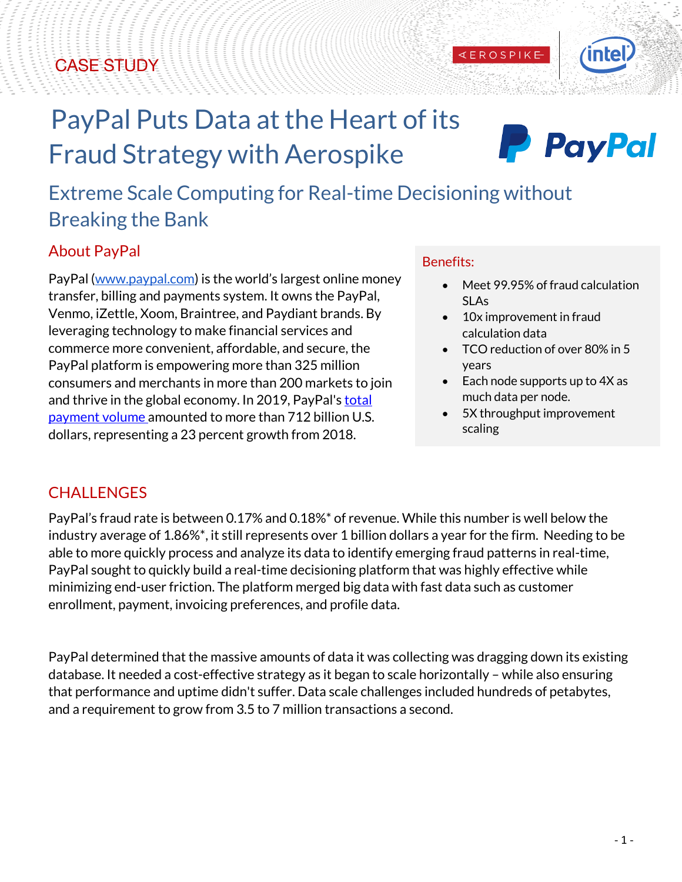CASE STUDY

# PayPal Puts Data at the Heart of its Fraud Strategy with Aerospike

## Extreme Scale Computing for Real-time Decisioning without Breaking the Bank

### About PayPal

PayPal (www.paypal.com) is the world's largest online money transfer, billing and payments system. It owns the PayPal, Venmo, iZettle, Xoom, Braintree, and Paydiant brands. By leveraging technology to make financial services and commerce more convenient, affordable, and secure, the PayPal platform is empowering more than 325 million consumers and merchants in more than 200 markets to join and thrive in the global economy. In 2019, PayPal's total payment volume amounted to more than 712 billion U.S. dollars, representing a 23 percent growth from 2018.

**Benefits:**

- Meet 99.95% of fraud calculation SLAs
- 10x improvement in fraud calculation data
- TCO reduction of over 80% in 5 years
- Each node supports up to 4X as much data per node.
- 5X throughput improvement scaling

### CHALLENGES

PayPal's fraud rate is between 0.17% and 0.18%* of revenue. While this number is well below the industry average of 1.86%*, it still represents over 1 billion dollars a year for the firm. Needing to be able to more quickly process and analyze its data to identify emerging fraud patterns in real-time, PayPal sought to quickly build a real-time decisioning platform that was highly effective while minimizing end-user friction. The platform merged big data with fast data such as customer enrollment, payment, invoicing preferences, and profile data.

PayPal determined that the massive amounts of data it was collecting was dragging down its existing database. It needed a cost-effective strategy as it began to scale horizontally – while also ensuring that performance and uptime didn't suffer. Data scale challenges included hundreds of petabytes, and a requirement to grow from 3.5 to 7 million transactions a second.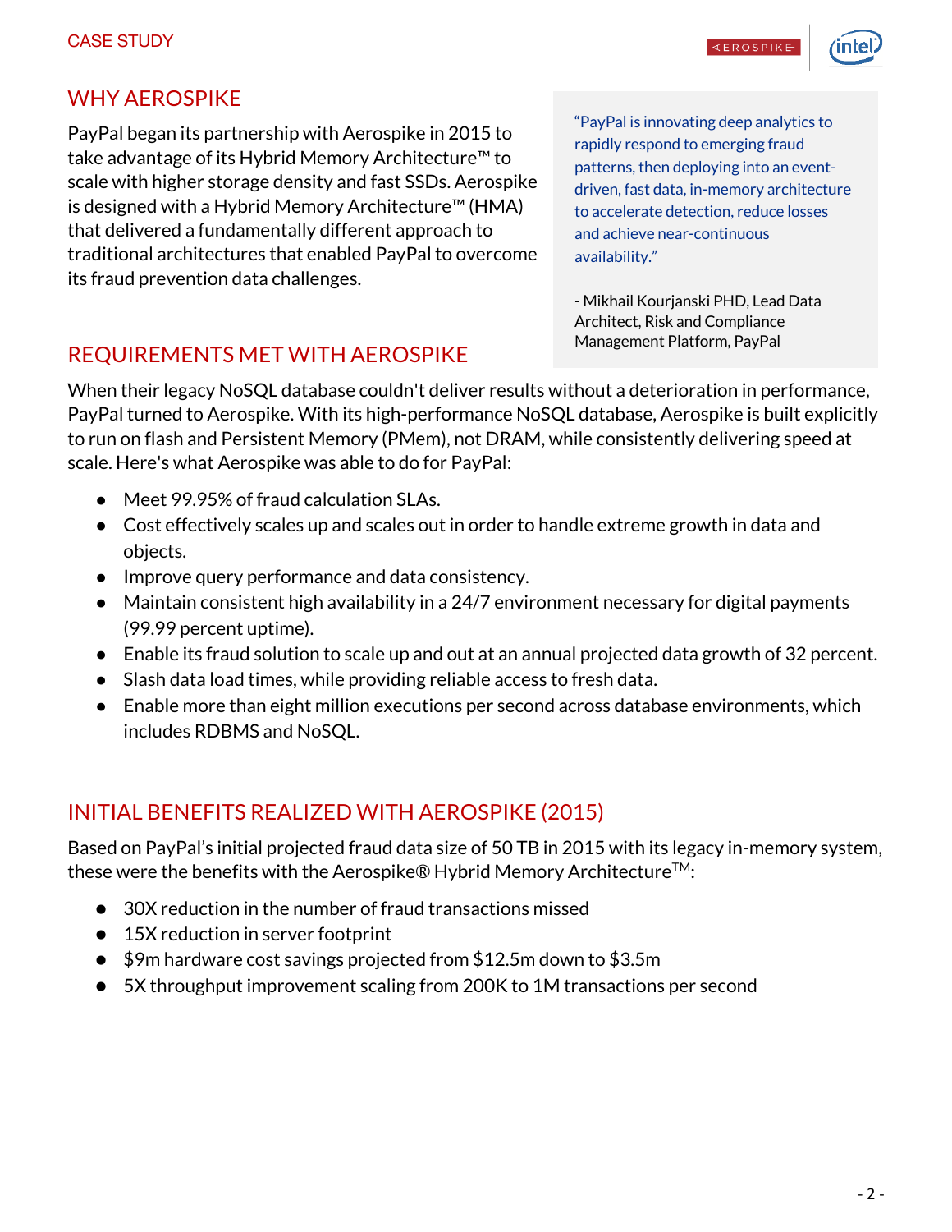## WHY AEROSPIKE

PayPal began its partnership with Aerospike in 2015 to take advantage of its Hybrid Memory Architecture™ to scale with higher storage density and fast SSDs. Aerospike is designed with a Hybrid Memory Architecture™ (HMA) that delivered a fundamentally different approach to traditional architectures that enabled PayPal to overcome its fraud prevention data challenges.

> "PayPal is innovating deep analytics to rapidly respond to emerging fraud patterns, then deploying into an event-driven, fast data, in-memory architecture to accelerate detection, reduce losses and achieve near-continuous availability."
>
> - Mikhail Kourjanski PHD, Lead Data Architect, Risk and Compliance Management Platform, PayPal

## REQUIREMENTS MET WITH AEROSPIKE

When their legacy NoSQL database couldn't deliver results without a deterioration in performance, PayPal turned to Aerospike. With its high-performance NoSQL database, Aerospike is built explicitly to run on flash and Persistent Memory (PMem), not DRAM, while consistently delivering speed at scale. Here's what Aerospike was able to do for PayPal:

- Meet 99.95% of fraud calculation SLAs.
- Cost effectively scales up and scales out in order to handle extreme growth in data and objects.
- Improve query performance and data consistency.
- Maintain consistent high availability in a 24/7 environment necessary for digital payments (99.99 percent uptime).
- Enable its fraud solution to scale up and out at an annual projected data growth of 32 percent.
- Slash data load times, while providing reliable access to fresh data.
- Enable more than eight million executions per second across database environments, which includes RDBMS and NoSQL.

## INITIAL BENEFITS REALIZED WITH AEROSPIKE (2015)

Based on PayPal's initial projected fraud data size of 50 TB in 2015 with its legacy in-memory system, these were the benefits with the Aerospike® Hybrid Memory Architecture™:

- 30X reduction in the number of fraud transactions missed
- 15X reduction in server footprint
- $9m hardware cost savings projected from $12.5m down to $3.5m
- 5X throughput improvement scaling from 200K to 1M transactions per second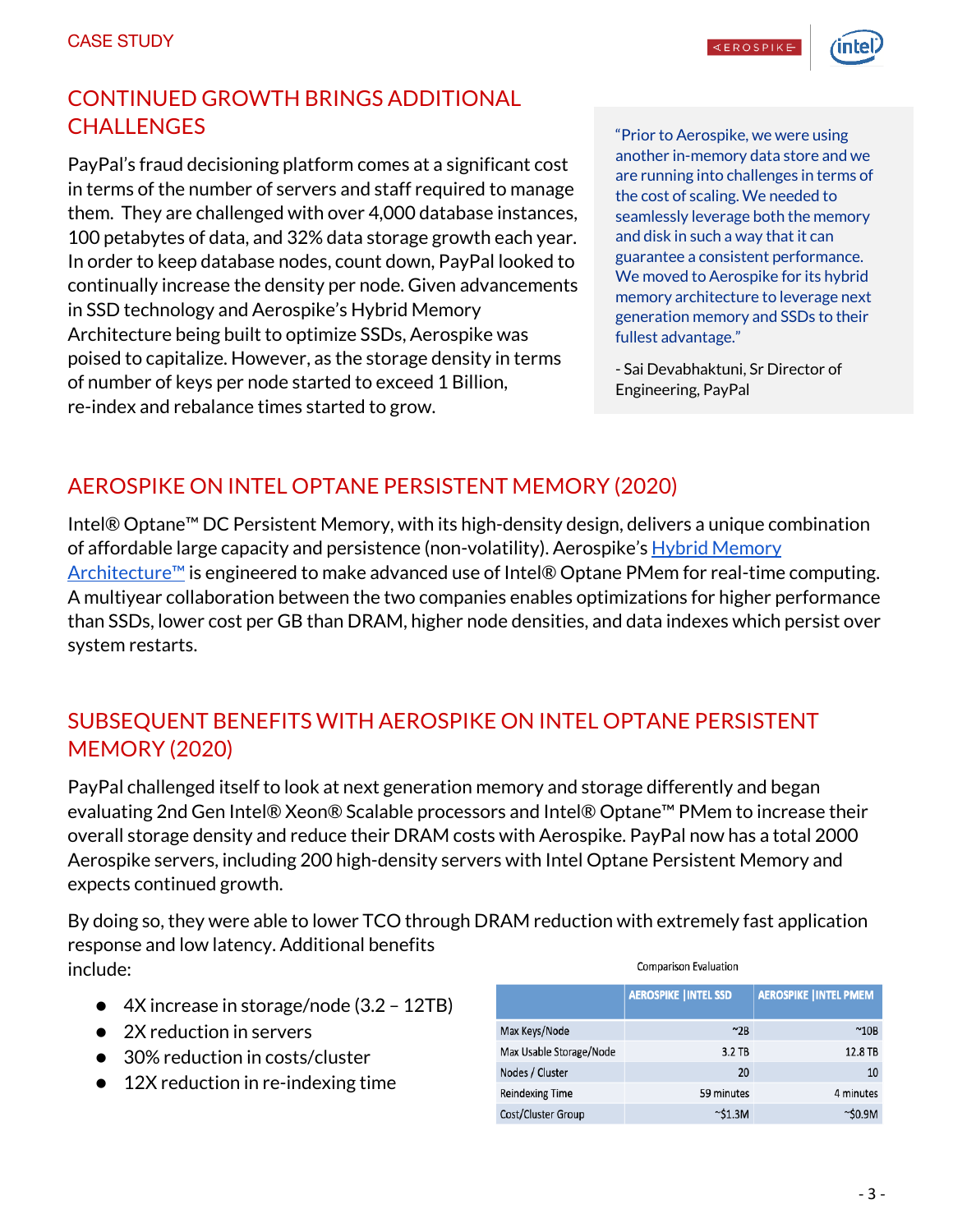## CONTINUED GROWTH BRINGS ADDITIONAL CHALLENGES

PayPal's fraud decisioning platform comes at a significant cost in terms of the number of servers and staff required to manage them. They are challenged with over 4,000 database instances, 100 petabytes of data, and 32% data storage growth each year. In order to keep database nodes, count down, PayPal looked to continually increase the density per node. Given advancements in SSD technology and Aerospike's Hybrid Memory Architecture being built to optimize SSDs, Aerospike was poised to capitalize. However, as the storage density in terms of number of keys per node started to exceed 1 Billion, re-index and rebalance times started to grow.

> "Prior to Aerospike, we were using another in-memory data store and we are running into challenges in terms of the cost of scaling. We needed to seamlessly leverage both the memory and disk in such a way that it can guarantee a consistent performance. We moved to Aerospike for its hybrid memory architecture to leverage next generation memory and SSDs to their fullest advantage."
>
> \- Sai Devabhaktuni, Sr Director of Engineering, PayPal

## AEROSPIKE ON INTEL OPTANE PERSISTENT MEMORY (2020)

Intel® Optane™ DC Persistent Memory, with its high-density design, delivers a unique combination of affordable large capacity and persistence (non-volatility). Aerospike's Hybrid Memory Architecture™ is engineered to make advanced use of Intel® Optane PMem for real-time computing. A multiyear collaboration between the two companies enables optimizations for higher performance than SSDs, lower cost per GB than DRAM, higher node densities, and data indexes which persist over system restarts.

## SUBSEQUENT BENEFITS WITH AEROSPIKE ON INTEL OPTANE PERSISTENT MEMORY (2020)

PayPal challenged itself to look at next generation memory and storage differently and began evaluating 2nd Gen Intel® Xeon® Scalable processors and Intel® Optane™ PMem to increase their overall storage density and reduce their DRAM costs with Aerospike. PayPal now has a total 2000 Aerospike servers, including 200 high-density servers with Intel Optane Persistent Memory and expects continued growth.

By doing so, they were able to lower TCO through DRAM reduction with extremely fast application response and low latency. Additional benefits include:

- 4X increase in storage/node (3.2 – 12TB)
- 2X reduction in servers
- 30% reduction in costs/cluster
- 12X reduction in re-indexing time

Comparison Evaluation

| | AEROSPIKE \|INTEL SSD | AEROSPIKE \|INTEL PMEM |
|---|---|---|
| Max Keys/Node | ~2B | ~10B |
| Max Usable Storage/Node | 3.2 TB | 12.8 TB |
| Nodes / Cluster | 20 | 10 |
| Reindexing Time | 59 minutes | 4 minutes |
| Cost/Cluster Group | ~$1.3M | ~$0.9M |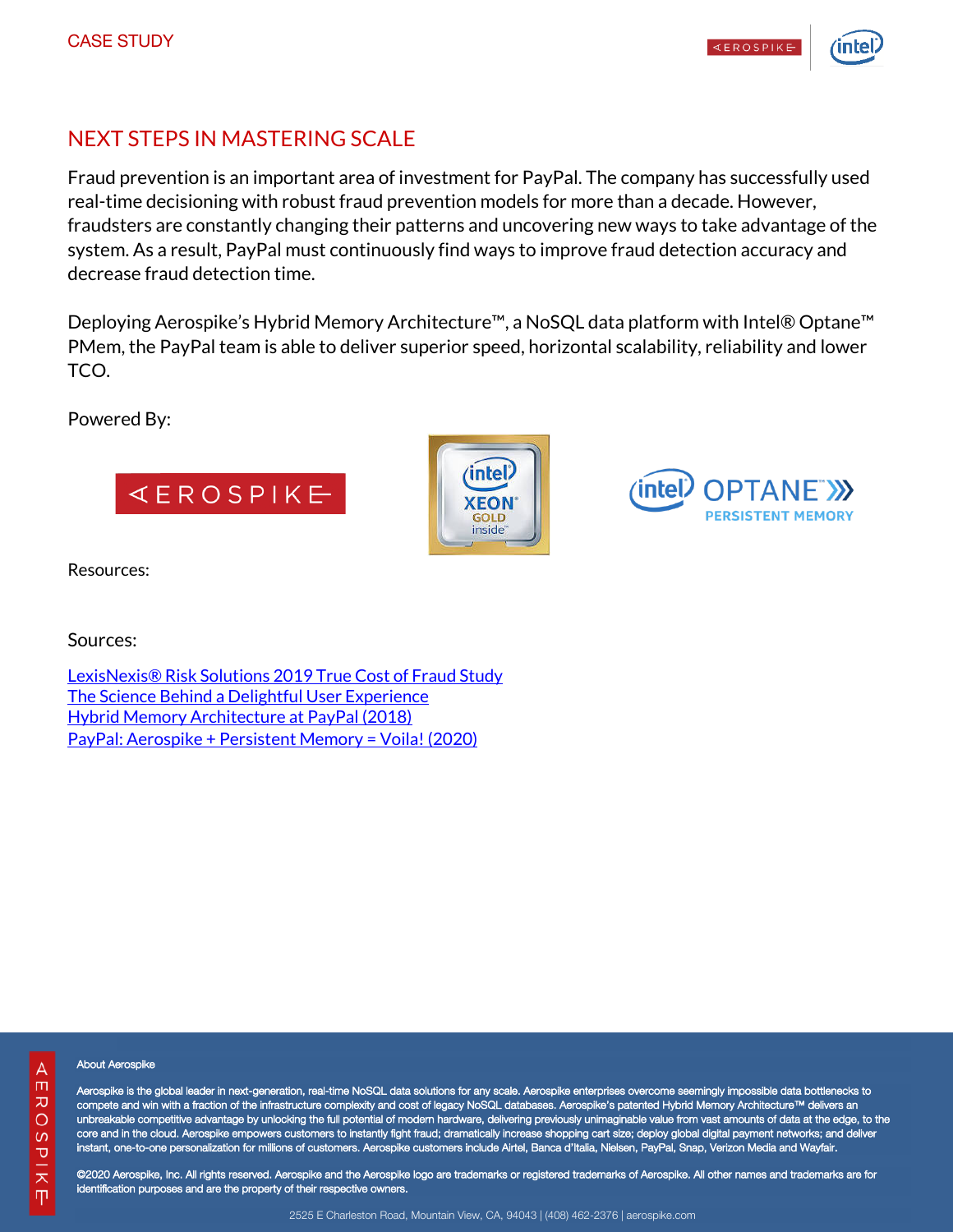CASE STUDY

## NEXT STEPS IN MASTERING SCALE

Fraud prevention is an important area of investment for PayPal. The company has successfully used real-time decisioning with robust fraud prevention models for more than a decade. However, fraudsters are constantly changing their patterns and uncovering new ways to take advantage of the system. As a result, PayPal must continuously find ways to improve fraud detection accuracy and decrease fraud detection time.

Deploying Aerospike's Hybrid Memory Architecture™, a NoSQL data platform with Intel® Optane™ PMem, the PayPal team is able to deliver superior speed, horizontal scalability, reliability and lower TCO.

Powered By:

Resources:

Sources:

[LexisNexis® Risk Solutions 2019 True Cost of Fraud Study]
[The Science Behind a Delightful User Experience]
[Hybrid Memory Architecture at PayPal (2018)]
[PayPal: Aerospike + Persistent Memory = Voila! (2020)]

About Aerospike

Aerospike is the global leader in next-generation, real-time NoSQL data solutions for any scale. Aerospike enterprises overcome seemingly impossible data bottlenecks to compete and win with a fraction of the infrastructure complexity and cost of legacy NoSQL databases. Aerospike's patented Hybrid Memory Architecture™ delivers an unbreakable competitive advantage by unlocking the full potential of modern hardware, delivering previously unimaginable value from vast amounts of data at the edge, to the core and in the cloud. Aerospike empowers customers to instantly fight fraud; dramatically increase shopping cart size; deploy global digital payment networks; and deliver instant, one-to-one personalization for millions of customers. Aerospike customers include Airtel, Banca d'Italia, Nielsen, PayPal, Snap, Verizon Media and Wayfair.

©2020 Aerospike, Inc. All rights reserved. Aerospike and the Aerospike logo are trademarks or registered trademarks of Aerospike. All other names and trademarks are for identification purposes and are the property of their respective owners.

2525 E Charleston Road, Mountain View, CA, 94043 | (408) 462-2376 | aerospike.com